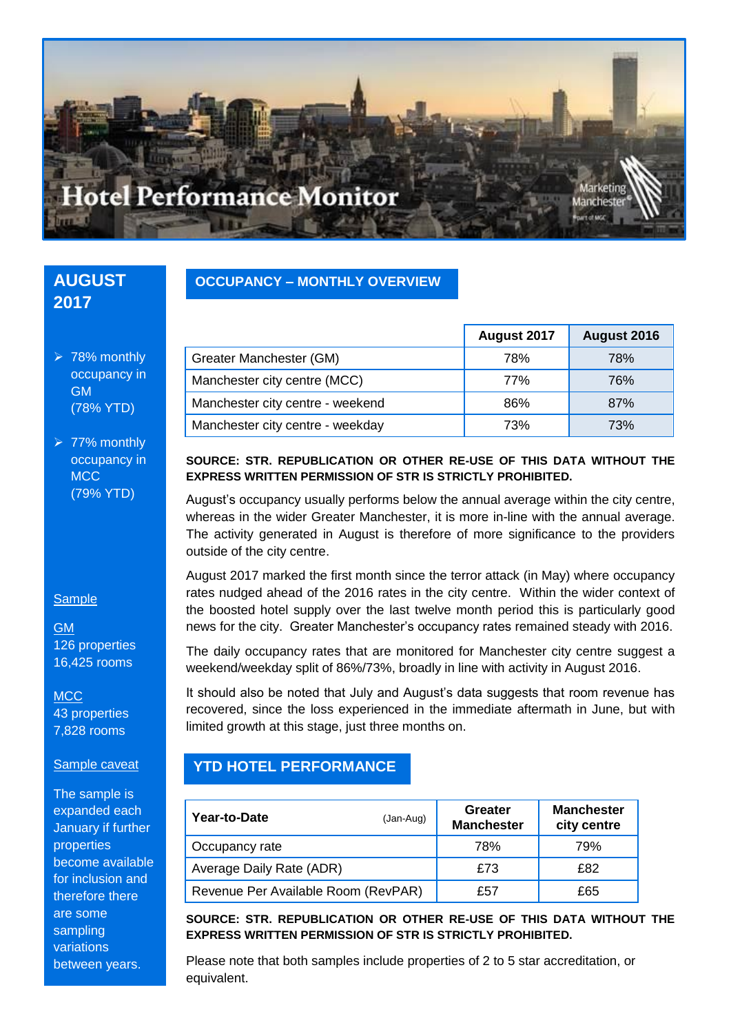# Hotel Performance Monitor

Marketing Manchester

## AUGUST 2017

- 78% monthly occupancy in GM (78% YTD)
- 77% monthly occupancy in MCC (79% YTD)

Sample

GM
126 properties
16,425 rooms

MCC
43 properties
7,828 rooms

Sample caveat

The sample is expanded each January if further properties become available for inclusion and therefore there are some sampling variations between years.

## OCCUPANCY – MONTHLY OVERVIEW

| | August 2017 | August 2016 |
|---|---|---|
| Greater Manchester (GM) | 78% | 78% |
| Manchester city centre (MCC) | 77% | 76% |
| Manchester city centre - weekend | 86% | 87% |
| Manchester city centre - weekday | 73% | 73% |

**SOURCE: STR. REPUBLICATION OR OTHER RE-USE OF THIS DATA WITHOUT THE EXPRESS WRITTEN PERMISSION OF STR IS STRICTLY PROHIBITED.**

August's occupancy usually performs below the annual average within the city centre, whereas in the wider Greater Manchester, it is more in-line with the annual average. The activity generated in August is therefore of more significance to the providers outside of the city centre.

August 2017 marked the first month since the terror attack (in May) where occupancy rates nudged ahead of the 2016 rates in the city centre. Within the wider context of the boosted hotel supply over the last twelve month period this is particularly good news for the city. Greater Manchester's occupancy rates remained steady with 2016.

The daily occupancy rates that are monitored for Manchester city centre suggest a weekend/weekday split of 86%/73%, broadly in line with activity in August 2016.

It should also be noted that July and August's data suggests that room revenue has recovered, since the loss experienced in the immediate aftermath in June, but with limited growth at this stage, just three months on.

## YTD HOTEL PERFORMANCE

| **Year-to-Date** (Jan-Aug) | **Greater Manchester** | **Manchester city centre** |
|---|---|---|
| Occupancy rate | 78% | 79% |
| Average Daily Rate (ADR) | £73 | £82 |
| Revenue Per Available Room (RevPAR) | £57 | £65 |

**SOURCE: STR. REPUBLICATION OR OTHER RE-USE OF THIS DATA WITHOUT THE EXPRESS WRITTEN PERMISSION OF STR IS STRICTLY PROHIBITED.**

Please note that both samples include properties of 2 to 5 star accreditation, or equivalent.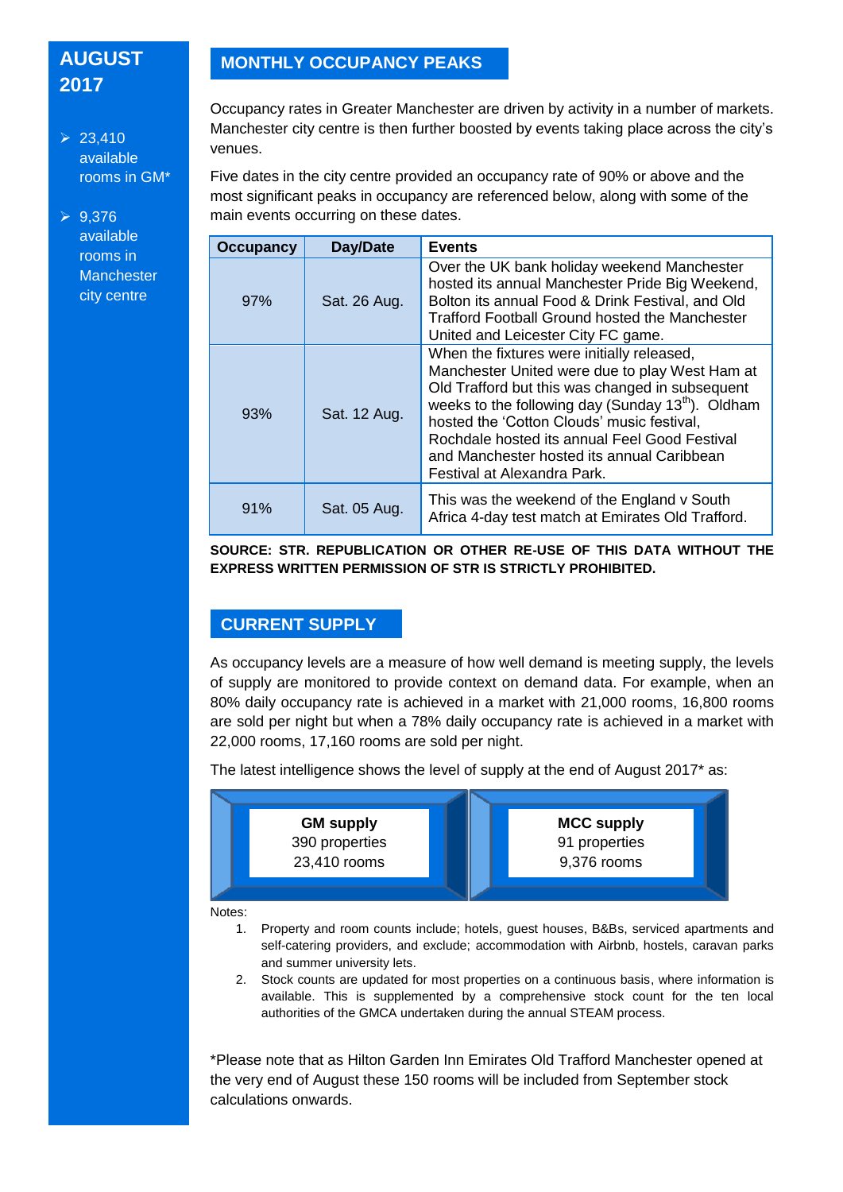**AUGUST 2017**

- 23,410 available rooms in GM*
- 9,376 available rooms in Manchester city centre

## MONTHLY OCCUPANCY PEAKS

Occupancy rates in Greater Manchester are driven by activity in a number of markets. Manchester city centre is then further boosted by events taking place across the city's venues.

Five dates in the city centre provided an occupancy rate of 90% or above and the most significant peaks in occupancy are referenced below, along with some of the main events occurring on these dates.

| Occupancy | Day/Date | Events |
|---|---|---|
| 97% | Sat. 26 Aug. | Over the UK bank holiday weekend Manchester hosted its annual Manchester Pride Big Weekend, Bolton its annual Food & Drink Festival, and Old Trafford Football Ground hosted the Manchester United and Leicester City FC game. |
| 93% | Sat. 12 Aug. | When the fixtures were initially released, Manchester United were due to play West Ham at Old Trafford but this was changed in subsequent weeks to the following day (Sunday 13th). Oldham hosted the 'Cotton Clouds' music festival, Rochdale hosted its annual Feel Good Festival and Manchester hosted its annual Caribbean Festival at Alexandra Park. |
| 91% | Sat. 05 Aug. | This was the weekend of the England v South Africa 4-day test match at Emirates Old Trafford. |

**SOURCE: STR. REPUBLICATION OR OTHER RE-USE OF THIS DATA WITHOUT THE EXPRESS WRITTEN PERMISSION OF STR IS STRICTLY PROHIBITED.**

## CURRENT SUPPLY

As occupancy levels are a measure of how well demand is meeting supply, the levels of supply are monitored to provide context on demand data. For example, when an 80% daily occupancy rate is achieved in a market with 21,000 rooms, 16,800 rooms are sold per night but when a 78% daily occupancy rate is achieved in a market with 22,000 rooms, 17,160 rooms are sold per night.

The latest intelligence shows the level of supply at the end of August 2017* as:

**GM supply**
390 properties
23,410 rooms

**MCC supply**
91 properties
9,376 rooms

Notes:

1. Property and room counts include; hotels, guest houses, B&Bs, serviced apartments and self-catering providers, and exclude; accommodation with Airbnb, hostels, caravan parks and summer university lets.
2. Stock counts are updated for most properties on a continuous basis, where information is available. This is supplemented by a comprehensive stock count for the ten local authorities of the GMCA undertaken during the annual STEAM process.

*Please note that as Hilton Garden Inn Emirates Old Trafford Manchester opened at the very end of August these 150 rooms will be included from September stock calculations onwards.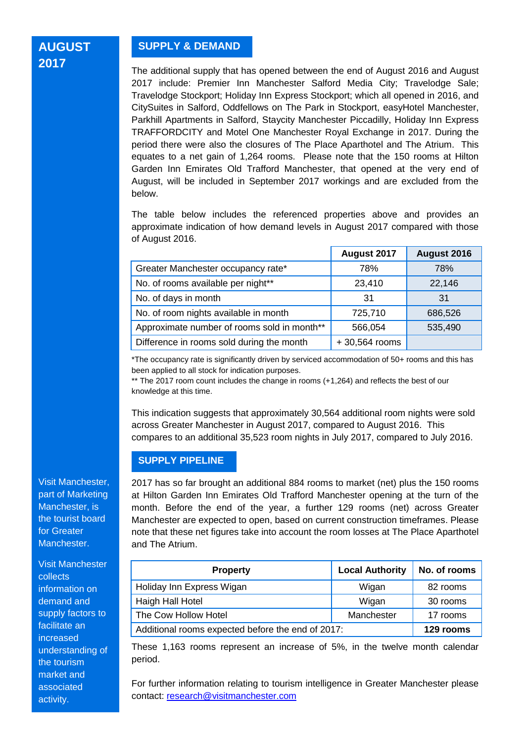# AUGUST 2017

## SUPPLY & DEMAND

The additional supply that has opened between the end of August 2016 and August 2017 include: Premier Inn Manchester Salford Media City; Travelodge Sale; Travelodge Stockport; Holiday Inn Express Stockport; which all opened in 2016, and CitySuites in Salford, Oddfellows on The Park in Stockport, easyHotel Manchester, Parkhill Apartments in Salford, Staycity Manchester Piccadilly, Holiday Inn Express TRAFFORDCITY and Motel One Manchester Royal Exchange in 2017. During the period there were also the closures of The Place Aparthotel and The Atrium. This equates to a net gain of 1,264 rooms. Please note that the 150 rooms at Hilton Garden Inn Emirates Old Trafford Manchester, that opened at the very end of August, will be included in September 2017 workings and are excluded from the below.

The table below includes the referenced properties above and provides an approximate indication of how demand levels in August 2017 compared with those of August 2016.

| | August 2017 | August 2016 |
|---|---|---|
| Greater Manchester occupancy rate* | 78% | 78% |
| No. of rooms available per night** | 23,410 | 22,146 |
| No. of days in month | 31 | 31 |
| No. of room nights available in month | 725,710 | 686,526 |
| Approximate number of rooms sold in month** | 566,054 | 535,490 |
| Difference in rooms sold during the month | + 30,564 rooms | |

*The occupancy rate is significantly driven by serviced accommodation of 50+ rooms and this has been applied to all stock for indication purposes.
** The 2017 room count includes the change in rooms (+1,264) and reflects the best of our knowledge at this time.

This indication suggests that approximately 30,564 additional room nights were sold across Greater Manchester in August 2017, compared to August 2016. This compares to an additional 35,523 room nights in July 2017, compared to July 2016.

## SUPPLY PIPELINE

2017 has so far brought an additional 884 rooms to market (net) plus the 150 rooms at Hilton Garden Inn Emirates Old Trafford Manchester opening at the turn of the month. Before the end of the year, a further 129 rooms (net) across Greater Manchester are expected to open, based on current construction timeframes. Please note that these net figures take into account the room losses at The Place Aparthotel and The Atrium.

| Property | Local Authority | No. of rooms |
|---|---|---|
| Holiday Inn Express Wigan | Wigan | 82 rooms |
| Haigh Hall Hotel | Wigan | 30 rooms |
| The Cow Hollow Hotel | Manchester | 17 rooms |
| Additional rooms expected before the end of 2017: | | **129 rooms** |

These 1,163 rooms represent an increase of 5%, in the twelve month calendar period.

For further information relating to tourism intelligence in Greater Manchester please contact: research@visitmanchester.com

Visit Manchester, part of Marketing Manchester, is the tourist board for Greater Manchester.

Visit Manchester collects information on demand and supply factors to facilitate an increased understanding of the tourism market and associated activity.